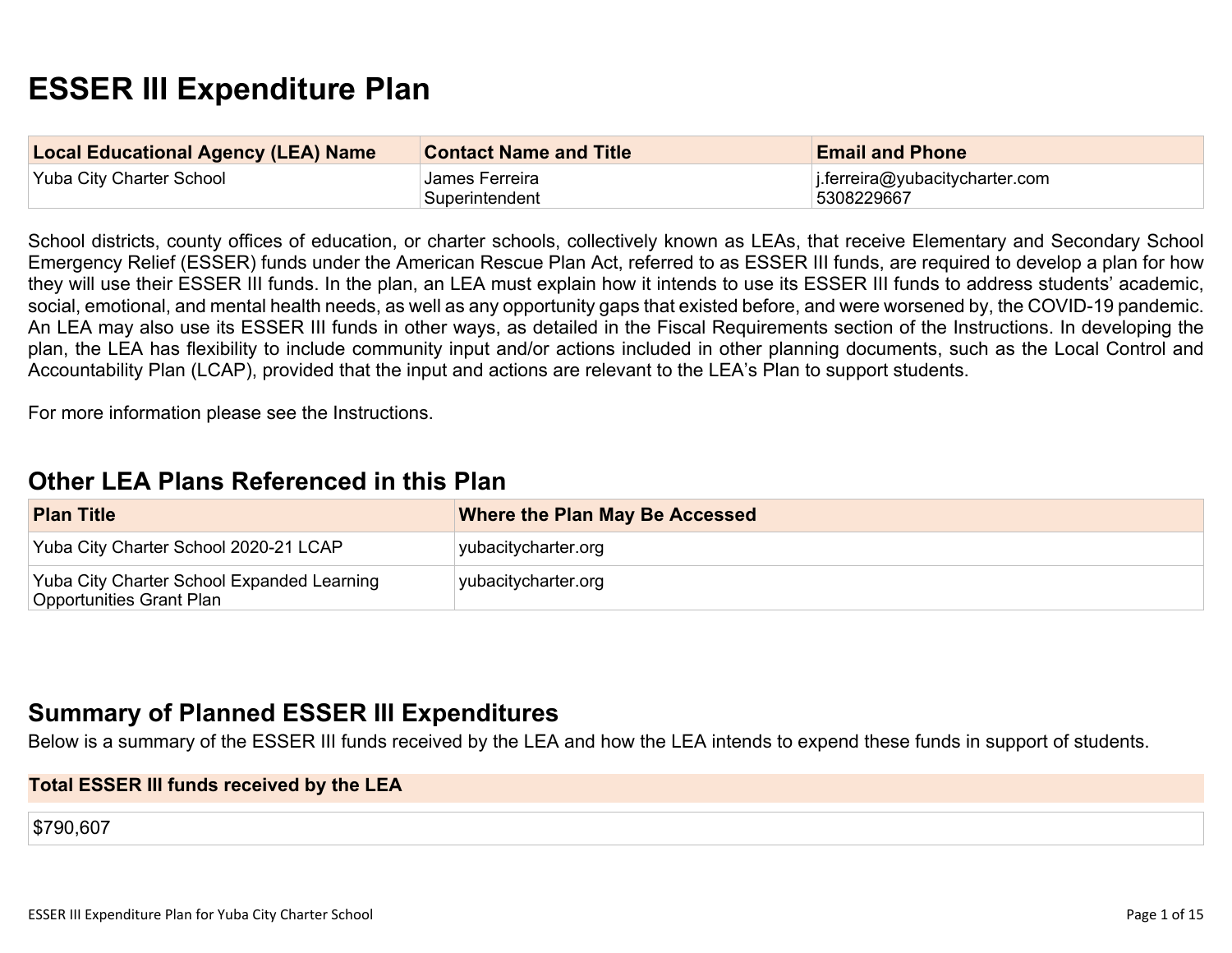# ESSER III Expenditure Plan

| Local Educational Agency (LEA) Name | Contact Name and Title | Email and Phone |
| --- | --- | --- |
| Yuba City Charter School | James Ferreira<br>Superintendent | j.ferreira@yubacitycharter.com<br>5308229667 |

School districts, county offices of education, or charter schools, collectively known as LEAs, that receive Elementary and Secondary School Emergency Relief (ESSER) funds under the American Rescue Plan Act, referred to as ESSER III funds, are required to develop a plan for how they will use their ESSER III funds. In the plan, an LEA must explain how it intends to use its ESSER III funds to address students' academic, social, emotional, and mental health needs, as well as any opportunity gaps that existed before, and were worsened by, the COVID-19 pandemic. An LEA may also use its ESSER III funds in other ways, as detailed in the Fiscal Requirements section of the Instructions. In developing the plan, the LEA has flexibility to include community input and/or actions included in other planning documents, such as the Local Control and Accountability Plan (LCAP), provided that the input and actions are relevant to the LEA's Plan to support students.

For more information please see the Instructions.

## Other LEA Plans Referenced in this Plan

| Plan Title | Where the Plan May Be Accessed |
| --- | --- |
| Yuba City Charter School 2020-21 LCAP | yubacitycharter.org |
| Yuba City Charter School Expanded Learning Opportunities Grant Plan | yubacitycharter.org |

## Summary of Planned ESSER III Expenditures

Below is a summary of the ESSER III funds received by the LEA and how the LEA intends to expend these funds in support of students.

| Total ESSER III funds received by the LEA |
| --- |
| $790,607 |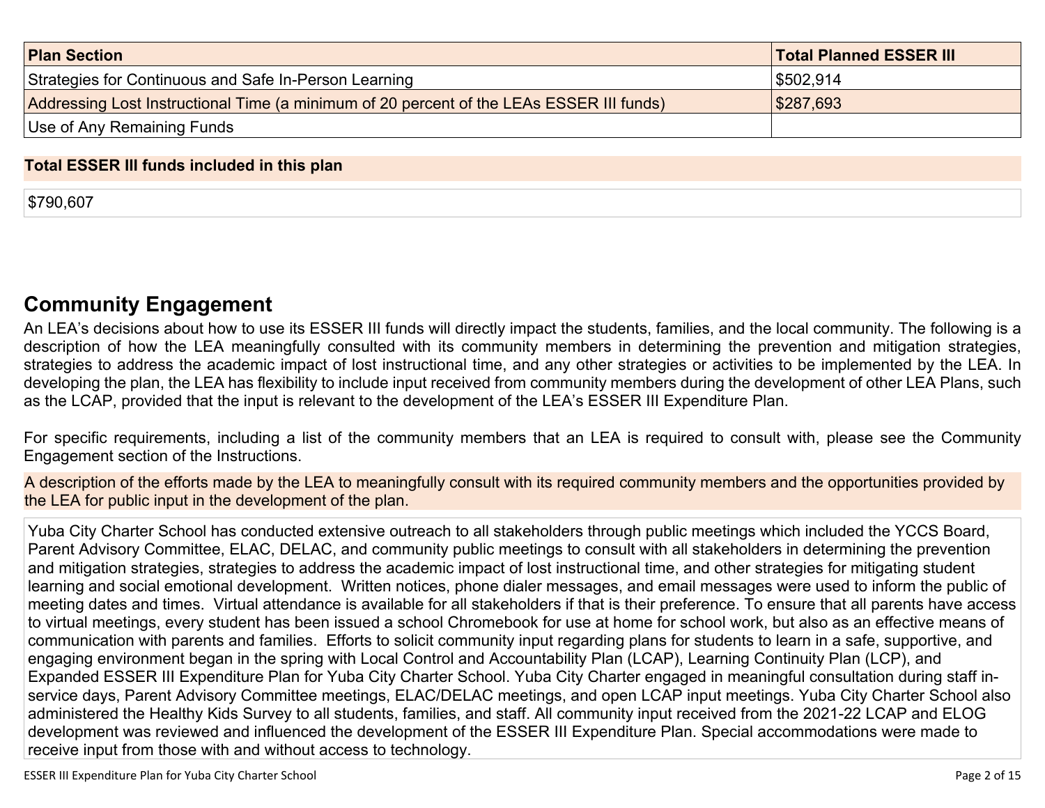| Plan Section | Total Planned ESSER III |
|---|---|
| Strategies for Continuous and Safe In-Person Learning | $502,914 |
| Addressing Lost Instructional Time (a minimum of 20 percent of the LEAs ESSER III funds) | $287,693 |
| Use of Any Remaining Funds | |

**Total ESSER III funds included in this plan**

$790,607

## Community Engagement

An LEA's decisions about how to use its ESSER III funds will directly impact the students, families, and the local community. The following is a description of how the LEA meaningfully consulted with its community members in determining the prevention and mitigation strategies, strategies to address the academic impact of lost instructional time, and any other strategies or activities to be implemented by the LEA. In developing the plan, the LEA has flexibility to include input received from community members during the development of other LEA Plans, such as the LCAP, provided that the input is relevant to the development of the LEA's ESSER III Expenditure Plan.

For specific requirements, including a list of the community members that an LEA is required to consult with, please see the Community Engagement section of the Instructions.

**A description of the efforts made by the LEA to meaningfully consult with its required community members and the opportunities provided by the LEA for public input in the development of the plan.**

Yuba City Charter School has conducted extensive outreach to all stakeholders through public meetings which included the YCCS Board, Parent Advisory Committee, ELAC, DELAC, and community public meetings to consult with all stakeholders in determining the prevention and mitigation strategies, strategies to address the academic impact of lost instructional time, and other strategies for mitigating student learning and social emotional development. Written notices, phone dialer messages, and email messages were used to inform the public of meeting dates and times. Virtual attendance is available for all stakeholders if that is their preference. To ensure that all parents have access to virtual meetings, every student has been issued a school Chromebook for use at home for school work, but also as an effective means of communication with parents and families. Efforts to solicit community input regarding plans for students to learn in a safe, supportive, and engaging environment began in the spring with Local Control and Accountability Plan (LCAP), Learning Continuity Plan (LCP), and Expanded ESSER III Expenditure Plan for Yuba City Charter School. Yuba City Charter engaged in meaningful consultation during staff in-service days, Parent Advisory Committee meetings, ELAC/DELAC meetings, and open LCAP input meetings. Yuba City Charter School also administered the Healthy Kids Survey to all students, families, and staff. All community input received from the 2021-22 LCAP and ELOG development was reviewed and influenced the development of the ESSER III Expenditure Plan. Special accommodations were made to receive input from those with and without access to technology.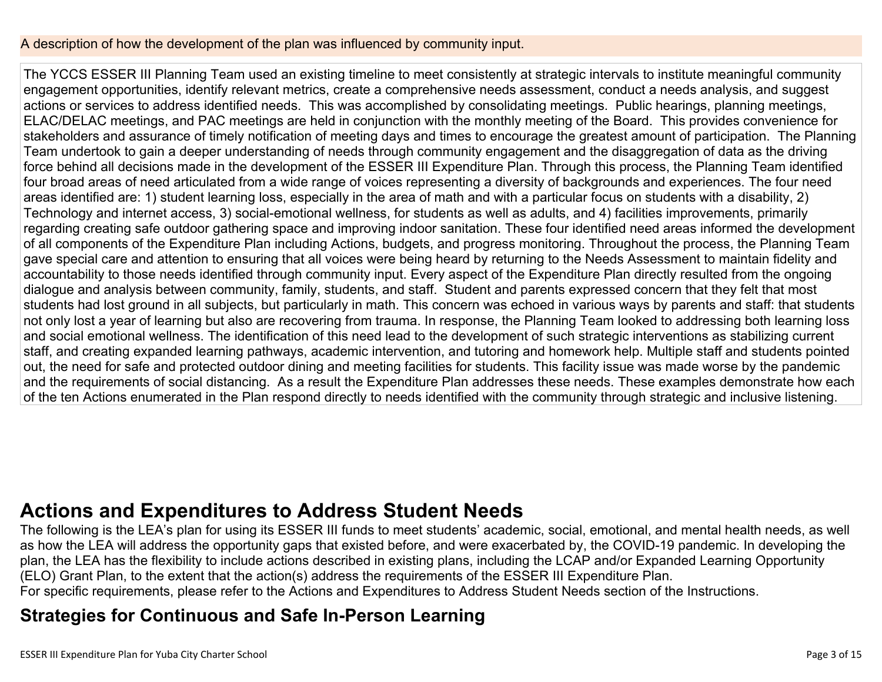A description of how the development of the plan was influenced by community input.

The YCCS ESSER III Planning Team used an existing timeline to meet consistently at strategic intervals to institute meaningful community engagement opportunities, identify relevant metrics, create a comprehensive needs assessment, conduct a needs analysis, and suggest actions or services to address identified needs. This was accomplished by consolidating meetings. Public hearings, planning meetings, ELAC/DELAC meetings, and PAC meetings are held in conjunction with the monthly meeting of the Board. This provides convenience for stakeholders and assurance of timely notification of meeting days and times to encourage the greatest amount of participation. The Planning Team undertook to gain a deeper understanding of needs through community engagement and the disaggregation of data as the driving force behind all decisions made in the development of the ESSER III Expenditure Plan. Through this process, the Planning Team identified four broad areas of need articulated from a wide range of voices representing a diversity of backgrounds and experiences. The four need areas identified are: 1) student learning loss, especially in the area of math and with a particular focus on students with a disability, 2) Technology and internet access, 3) social-emotional wellness, for students as well as adults, and 4) facilities improvements, primarily regarding creating safe outdoor gathering space and improving indoor sanitation. These four identified need areas informed the development of all components of the Expenditure Plan including Actions, budgets, and progress monitoring. Throughout the process, the Planning Team gave special care and attention to ensuring that all voices were being heard by returning to the Needs Assessment to maintain fidelity and accountability to those needs identified through community input. Every aspect of the Expenditure Plan directly resulted from the ongoing dialogue and analysis between community, family, students, and staff. Student and parents expressed concern that they felt that most students had lost ground in all subjects, but particularly in math. This concern was echoed in various ways by parents and staff: that students not only lost a year of learning but also are recovering from trauma. In response, the Planning Team looked to addressing both learning loss and social emotional wellness. The identification of this need lead to the development of such strategic interventions as stabilizing current staff, and creating expanded learning pathways, academic intervention, and tutoring and homework help. Multiple staff and students pointed out, the need for safe and protected outdoor dining and meeting facilities for students. This facility issue was made worse by the pandemic and the requirements of social distancing. As a result the Expenditure Plan addresses these needs. These examples demonstrate how each of the ten Actions enumerated in the Plan respond directly to needs identified with the community through strategic and inclusive listening.

# Actions and Expenditures to Address Student Needs

The following is the LEA's plan for using its ESSER III funds to meet students' academic, social, emotional, and mental health needs, as well as how the LEA will address the opportunity gaps that existed before, and were exacerbated by, the COVID-19 pandemic. In developing the plan, the LEA has the flexibility to include actions described in existing plans, including the LCAP and/or Expanded Learning Opportunity (ELO) Grant Plan, to the extent that the action(s) address the requirements of the ESSER III Expenditure Plan.
For specific requirements, please refer to the Actions and Expenditures to Address Student Needs section of the Instructions.

## Strategies for Continuous and Safe In-Person Learning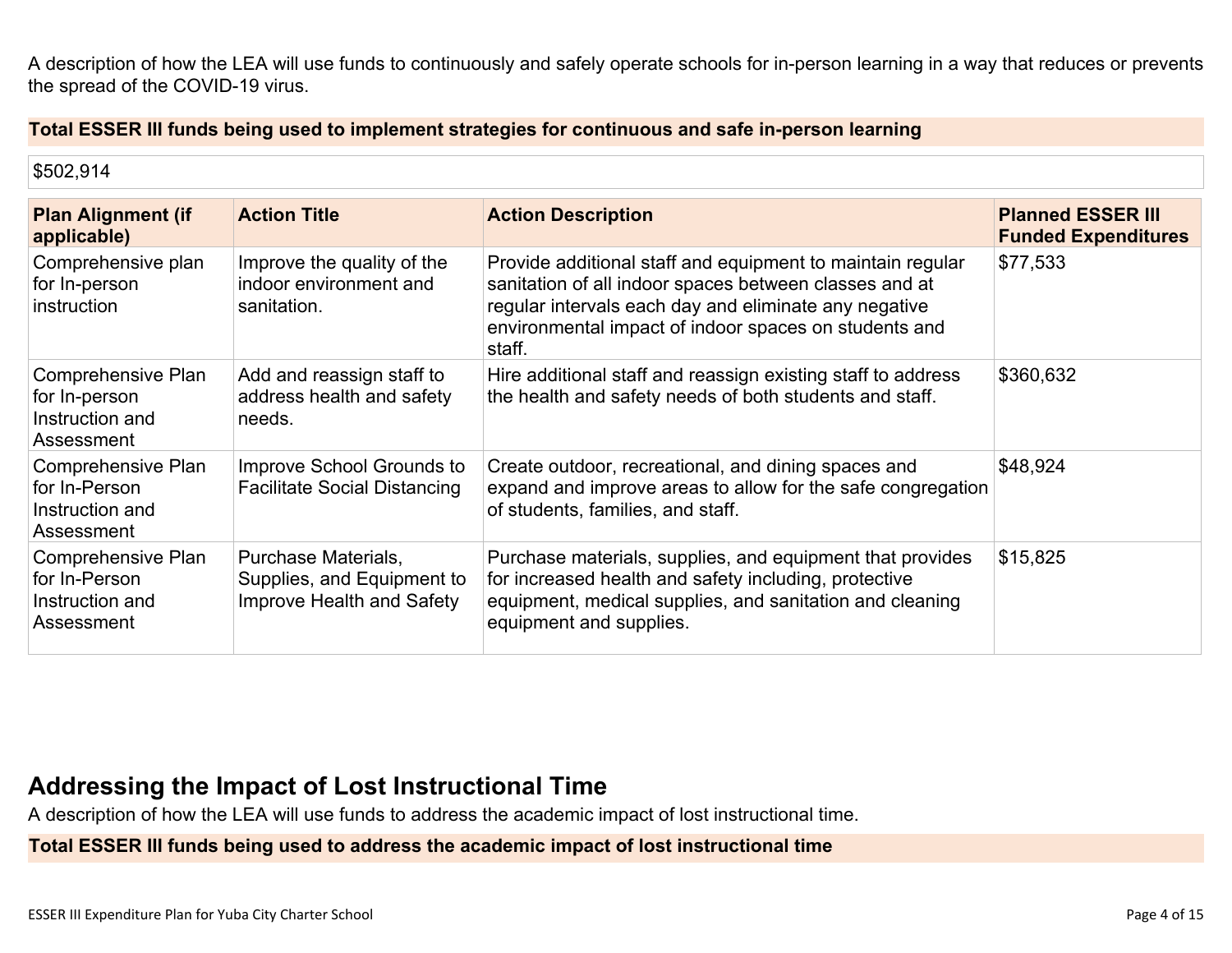A description of how the LEA will use funds to continuously and safely operate schools for in-person learning in a way that reduces or prevents the spread of the COVID-19 virus.

**Total ESSER III funds being used to implement strategies for continuous and safe in-person learning**

$502,914

| Plan Alignment (if applicable) | Action Title | Action Description | Planned ESSER III Funded Expenditures |
|---|---|---|---|
| Comprehensive plan for In-person instruction | Improve the quality of the indoor environment and sanitation. | Provide additional staff and equipment to maintain regular sanitation of all indoor spaces between classes and at regular intervals each day and eliminate any negative environmental impact of indoor spaces on students and staff. | $77,533 |
| Comprehensive Plan for In-person Instruction and Assessment | Add and reassign staff to address health and safety needs. | Hire additional staff and reassign existing staff to address the health and safety needs of both students and staff. | $360,632 |
| Comprehensive Plan for In-Person Instruction and Assessment | Improve School Grounds to Facilitate Social Distancing | Create outdoor, recreational, and dining spaces and expand and improve areas to allow for the safe congregation of students, families, and staff. | $48,924 |
| Comprehensive Plan for In-Person Instruction and Assessment | Purchase Materials, Supplies, and Equipment to Improve Health and Safety | Purchase materials, supplies, and equipment that provides for increased health and safety including, protective equipment, medical supplies, and sanitation and cleaning equipment and supplies. | $15,825 |

## Addressing the Impact of Lost Instructional Time

A description of how the LEA will use funds to address the academic impact of lost instructional time.

**Total ESSER III funds being used to address the academic impact of lost instructional time**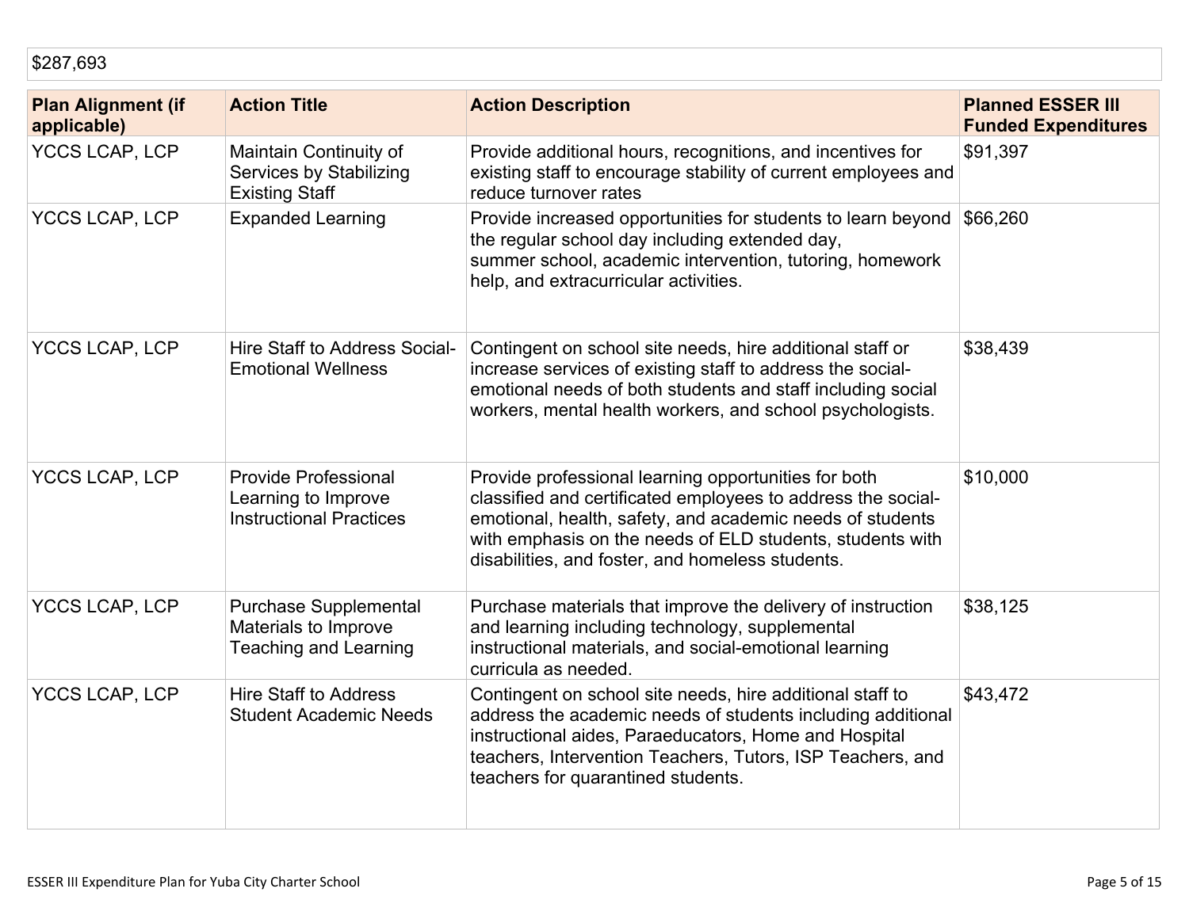$287,693

| Plan Alignment (if applicable) | Action Title | Action Description | Planned ESSER III Funded Expenditures |
|---|---|---|---|
| YCCS LCAP, LCP | Maintain Continuity of Services by Stabilizing Existing Staff | Provide additional hours, recognitions, and incentives for existing staff to encourage stability of current employees and reduce turnover rates | $91,397 |
| YCCS LCAP, LCP | Expanded Learning | Provide increased opportunities for students to learn beyond the regular school day including extended day, summer school, academic intervention, tutoring, homework help, and extracurricular activities. | $66,260 |
| YCCS LCAP, LCP | Hire Staff to Address Social-Emotional Wellness | Contingent on school site needs, hire additional staff or increase services of existing staff to address the social-emotional needs of both students and staff including social workers, mental health workers, and school psychologists. | $38,439 |
| YCCS LCAP, LCP | Provide Professional Learning to Improve Instructional Practices | Provide professional learning opportunities for both classified and certificated employees to address the social-emotional, health, safety, and academic needs of students with emphasis on the needs of ELD students, students with disabilities, and foster, and homeless students. | $10,000 |
| YCCS LCAP, LCP | Purchase Supplemental Materials to Improve Teaching and Learning | Purchase materials that improve the delivery of instruction and learning including technology, supplemental instructional materials, and social-emotional learning curricula as needed. | $38,125 |
| YCCS LCAP, LCP | Hire Staff to Address Student Academic Needs | Contingent on school site needs, hire additional staff to address the academic needs of students including additional instructional aides, Paraeducators, Home and Hospital teachers, Intervention Teachers, Tutors, ISP Teachers, and teachers for quarantined students. | $43,472 |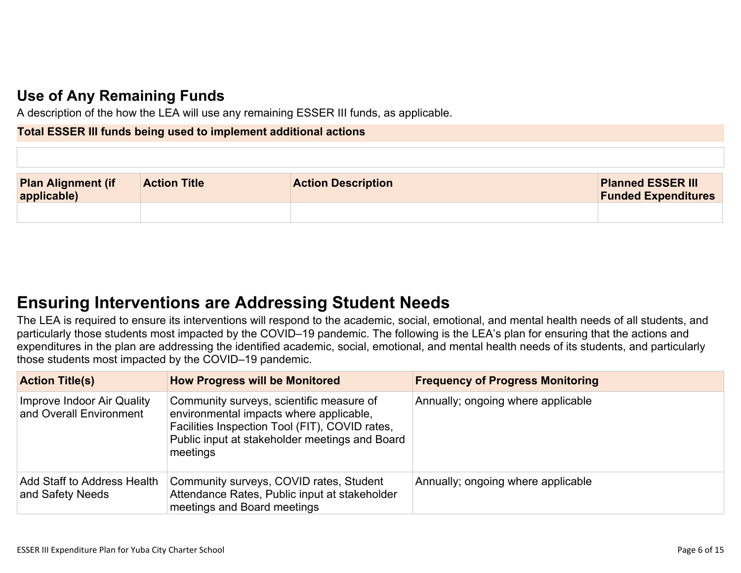## Use of Any Remaining Funds

A description of the how the LEA will use any remaining ESSER III funds, as applicable.

| Total ESSER III funds being used to implement additional actions |
|---|
| |

| Plan Alignment (if applicable) | Action Title | Action Description | Planned ESSER III Funded Expenditures |
|---|---|---|---|
| | | | |

# Ensuring Interventions are Addressing Student Needs

The LEA is required to ensure its interventions will respond to the academic, social, emotional, and mental health needs of all students, and particularly those students most impacted by the COVID–19 pandemic. The following is the LEA's plan for ensuring that the actions and expenditures in the plan are addressing the identified academic, social, emotional, and mental health needs of its students, and particularly those students most impacted by the COVID–19 pandemic.

| Action Title(s) | How Progress will be Monitored | Frequency of Progress Monitoring |
|---|---|---|
| Improve Indoor Air Quality and Overall Environment | Community surveys, scientific measure of environmental impacts where applicable, Facilities Inspection Tool (FIT), COVID rates, Public input at stakeholder meetings and Board meetings | Annually; ongoing where applicable |
| Add Staff to Address Health and Safety Needs | Community surveys, COVID rates, Student Attendance Rates, Public input at stakeholder meetings and Board meetings | Annually; ongoing where applicable |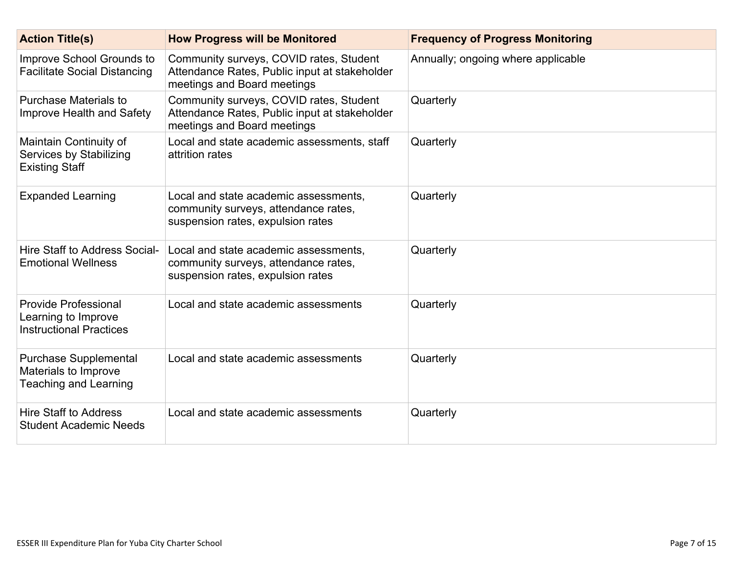| Action Title(s) | How Progress will be Monitored | Frequency of Progress Monitoring |
| --- | --- | --- |
| Improve School Grounds to Facilitate Social Distancing | Community surveys, COVID rates, Student Attendance Rates, Public input at stakeholder meetings and Board meetings | Annually; ongoing where applicable |
| Purchase Materials to Improve Health and Safety | Community surveys, COVID rates, Student Attendance Rates, Public input at stakeholder meetings and Board meetings | Quarterly |
| Maintain Continuity of Services by Stabilizing Existing Staff | Local and state academic assessments, staff attrition rates | Quarterly |
| Expanded Learning | Local and state academic assessments, community surveys, attendance rates, suspension rates, expulsion rates | Quarterly |
| Hire Staff to Address Social-Emotional Wellness | Local and state academic assessments, community surveys, attendance rates, suspension rates, expulsion rates | Quarterly |
| Provide Professional Learning to Improve Instructional Practices | Local and state academic assessments | Quarterly |
| Purchase Supplemental Materials to Improve Teaching and Learning | Local and state academic assessments | Quarterly |
| Hire Staff to Address Student Academic Needs | Local and state academic assessments | Quarterly |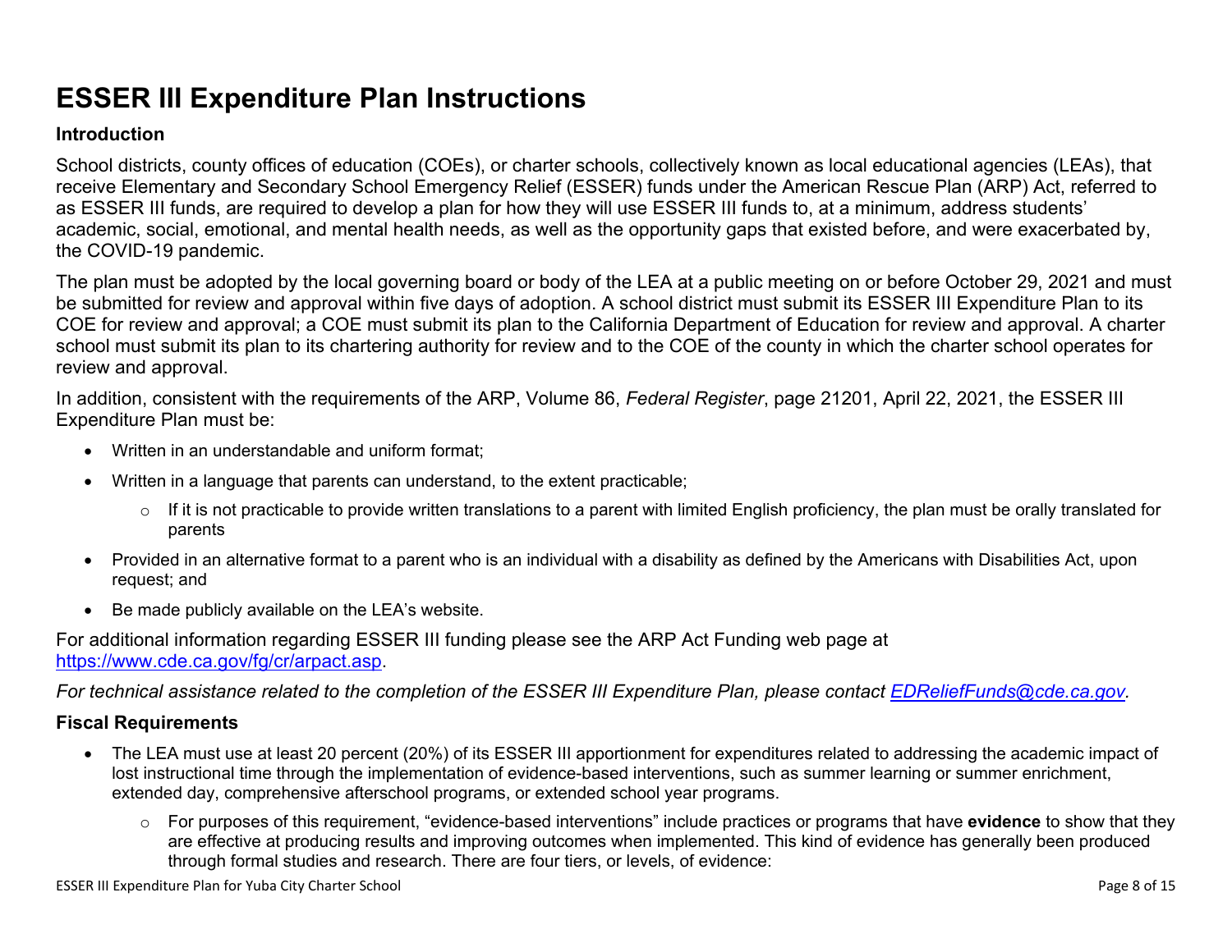# ESSER III Expenditure Plan Instructions

### Introduction

School districts, county offices of education (COEs), or charter schools, collectively known as local educational agencies (LEAs), that receive Elementary and Secondary School Emergency Relief (ESSER) funds under the American Rescue Plan (ARP) Act, referred to as ESSER III funds, are required to develop a plan for how they will use ESSER III funds to, at a minimum, address students' academic, social, emotional, and mental health needs, as well as the opportunity gaps that existed before, and were exacerbated by, the COVID-19 pandemic.

The plan must be adopted by the local governing board or body of the LEA at a public meeting on or before October 29, 2021 and must be submitted for review and approval within five days of adoption. A school district must submit its ESSER III Expenditure Plan to its COE for review and approval; a COE must submit its plan to the California Department of Education for review and approval. A charter school must submit its plan to its chartering authority for review and to the COE of the county in which the charter school operates for review and approval.

In addition, consistent with the requirements of the ARP, Volume 86, *Federal Register*, page 21201, April 22, 2021, the ESSER III Expenditure Plan must be:

- Written in an understandable and uniform format;
- Written in a language that parents can understand, to the extent practicable;
  - If it is not practicable to provide written translations to a parent with limited English proficiency, the plan must be orally translated for parents
- Provided in an alternative format to a parent who is an individual with a disability as defined by the Americans with Disabilities Act, upon request; and
- Be made publicly available on the LEA's website.

For additional information regarding ESSER III funding please see the ARP Act Funding web page at [https://www.cde.ca.gov/fg/cr/arpact.asp](https://www.cde.ca.gov/fg/cr/arpact.asp).

*For technical assistance related to the completion of the ESSER III Expenditure Plan, please contact [EDReliefFunds@cde.ca.gov](mailto:EDReliefFunds@cde.ca.gov).*

### Fiscal Requirements

- The LEA must use at least 20 percent (20%) of its ESSER III apportionment for expenditures related to addressing the academic impact of lost instructional time through the implementation of evidence-based interventions, such as summer learning or summer enrichment, extended day, comprehensive afterschool programs, or extended school year programs.
  - For purposes of this requirement, "evidence-based interventions" include practices or programs that have **evidence** to show that they are effective at producing results and improving outcomes when implemented. This kind of evidence has generally been produced through formal studies and research. There are four tiers, or levels, of evidence: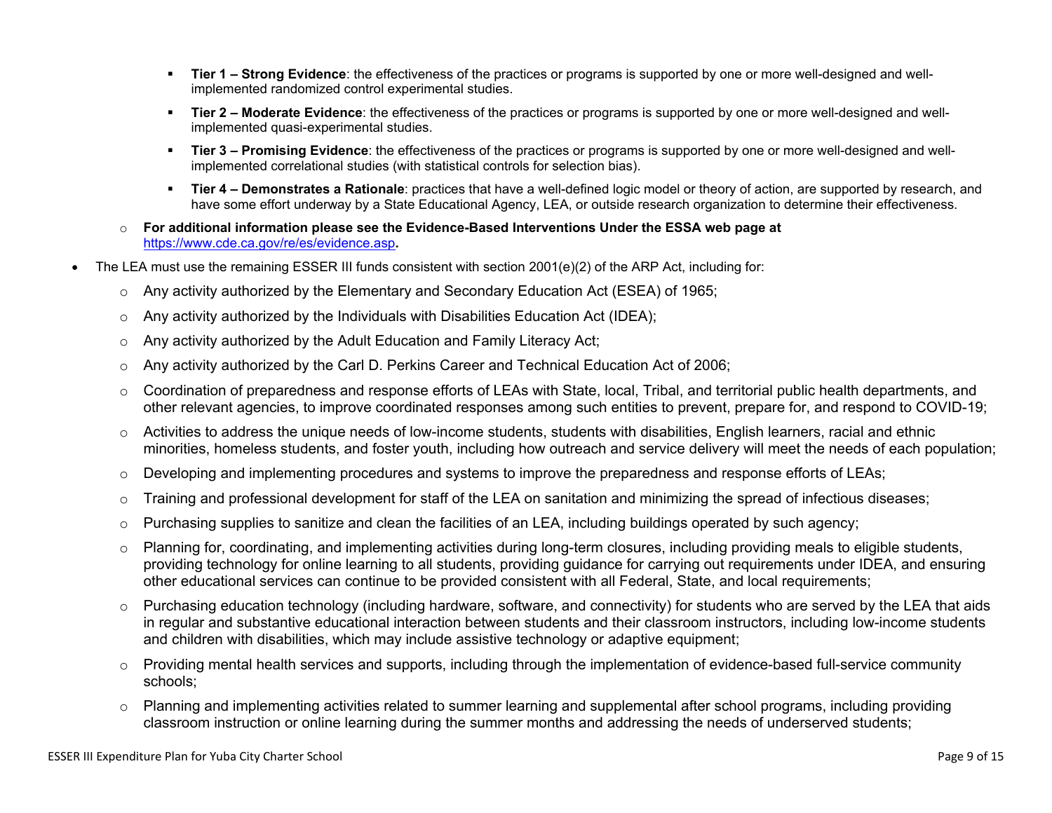- **Tier 1 – Strong Evidence**: the effectiveness of the practices or programs is supported by one or more well-designed and well-implemented randomized control experimental studies.
    - **Tier 2 – Moderate Evidence**: the effectiveness of the practices or programs is supported by one or more well-designed and well-implemented quasi-experimental studies.
    - **Tier 3 – Promising Evidence**: the effectiveness of the practices or programs is supported by one or more well-designed and well-implemented correlational studies (with statistical controls for selection bias).
    - **Tier 4 – Demonstrates a Rationale**: practices that have a well-defined logic model or theory of action, are supported by research, and have some effort underway by a State Educational Agency, LEA, or outside research organization to determine their effectiveness.
  - **For additional information please see the Evidence-Based Interventions Under the ESSA web page at** [https://www.cde.ca.gov/re/es/evidence.asp](https://www.cde.ca.gov/re/es/evidence.asp)**.**
- The LEA must use the remaining ESSER III funds consistent with section 2001(e)(2) of the ARP Act, including for:
  - Any activity authorized by the Elementary and Secondary Education Act (ESEA) of 1965;
  - Any activity authorized by the Individuals with Disabilities Education Act (IDEA);
  - Any activity authorized by the Adult Education and Family Literacy Act;
  - Any activity authorized by the Carl D. Perkins Career and Technical Education Act of 2006;
  - Coordination of preparedness and response efforts of LEAs with State, local, Tribal, and territorial public health departments, and other relevant agencies, to improve coordinated responses among such entities to prevent, prepare for, and respond to COVID-19;
  - Activities to address the unique needs of low-income students, students with disabilities, English learners, racial and ethnic minorities, homeless students, and foster youth, including how outreach and service delivery will meet the needs of each population;
  - Developing and implementing procedures and systems to improve the preparedness and response efforts of LEAs;
  - Training and professional development for staff of the LEA on sanitation and minimizing the spread of infectious diseases;
  - Purchasing supplies to sanitize and clean the facilities of an LEA, including buildings operated by such agency;
  - Planning for, coordinating, and implementing activities during long-term closures, including providing meals to eligible students, providing technology for online learning to all students, providing guidance for carrying out requirements under IDEA, and ensuring other educational services can continue to be provided consistent with all Federal, State, and local requirements;
  - Purchasing education technology (including hardware, software, and connectivity) for students who are served by the LEA that aids in regular and substantive educational interaction between students and their classroom instructors, including low-income students and children with disabilities, which may include assistive technology or adaptive equipment;
  - Providing mental health services and supports, including through the implementation of evidence-based full-service community schools;
  - Planning and implementing activities related to summer learning and supplemental after school programs, including providing classroom instruction or online learning during the summer months and addressing the needs of underserved students;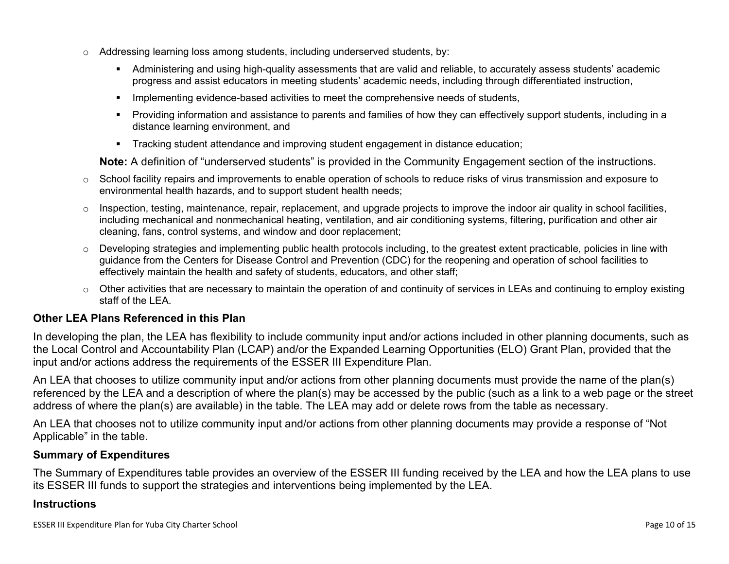- Addressing learning loss among students, including underserved students, by:
    - Administering and using high-quality assessments that are valid and reliable, to accurately assess students' academic progress and assist educators in meeting students' academic needs, including through differentiated instruction,
    - Implementing evidence-based activities to meet the comprehensive needs of students,
    - Providing information and assistance to parents and families of how they can effectively support students, including in a distance learning environment, and
    - Tracking student attendance and improving student engagement in distance education;

  **Note:** A definition of "underserved students" is provided in the Community Engagement section of the instructions.
- School facility repairs and improvements to enable operation of schools to reduce risks of virus transmission and exposure to environmental health hazards, and to support student health needs;
- Inspection, testing, maintenance, repair, replacement, and upgrade projects to improve the indoor air quality in school facilities, including mechanical and nonmechanical heating, ventilation, and air conditioning systems, filtering, purification and other air cleaning, fans, control systems, and window and door replacement;
- Developing strategies and implementing public health protocols including, to the greatest extent practicable, policies in line with guidance from the Centers for Disease Control and Prevention (CDC) for the reopening and operation of school facilities to effectively maintain the health and safety of students, educators, and other staff;
- Other activities that are necessary to maintain the operation of and continuity of services in LEAs and continuing to employ existing staff of the LEA.

### Other LEA Plans Referenced in this Plan

In developing the plan, the LEA has flexibility to include community input and/or actions included in other planning documents, such as the Local Control and Accountability Plan (LCAP) and/or the Expanded Learning Opportunities (ELO) Grant Plan, provided that the input and/or actions address the requirements of the ESSER III Expenditure Plan.

An LEA that chooses to utilize community input and/or actions from other planning documents must provide the name of the plan(s) referenced by the LEA and a description of where the plan(s) may be accessed by the public (such as a link to a web page or the street address of where the plan(s) are available) in the table. The LEA may add or delete rows from the table as necessary.

An LEA that chooses not to utilize community input and/or actions from other planning documents may provide a response of "Not Applicable" in the table.

### Summary of Expenditures

The Summary of Expenditures table provides an overview of the ESSER III funding received by the LEA and how the LEA plans to use its ESSER III funds to support the strategies and interventions being implemented by the LEA.

### Instructions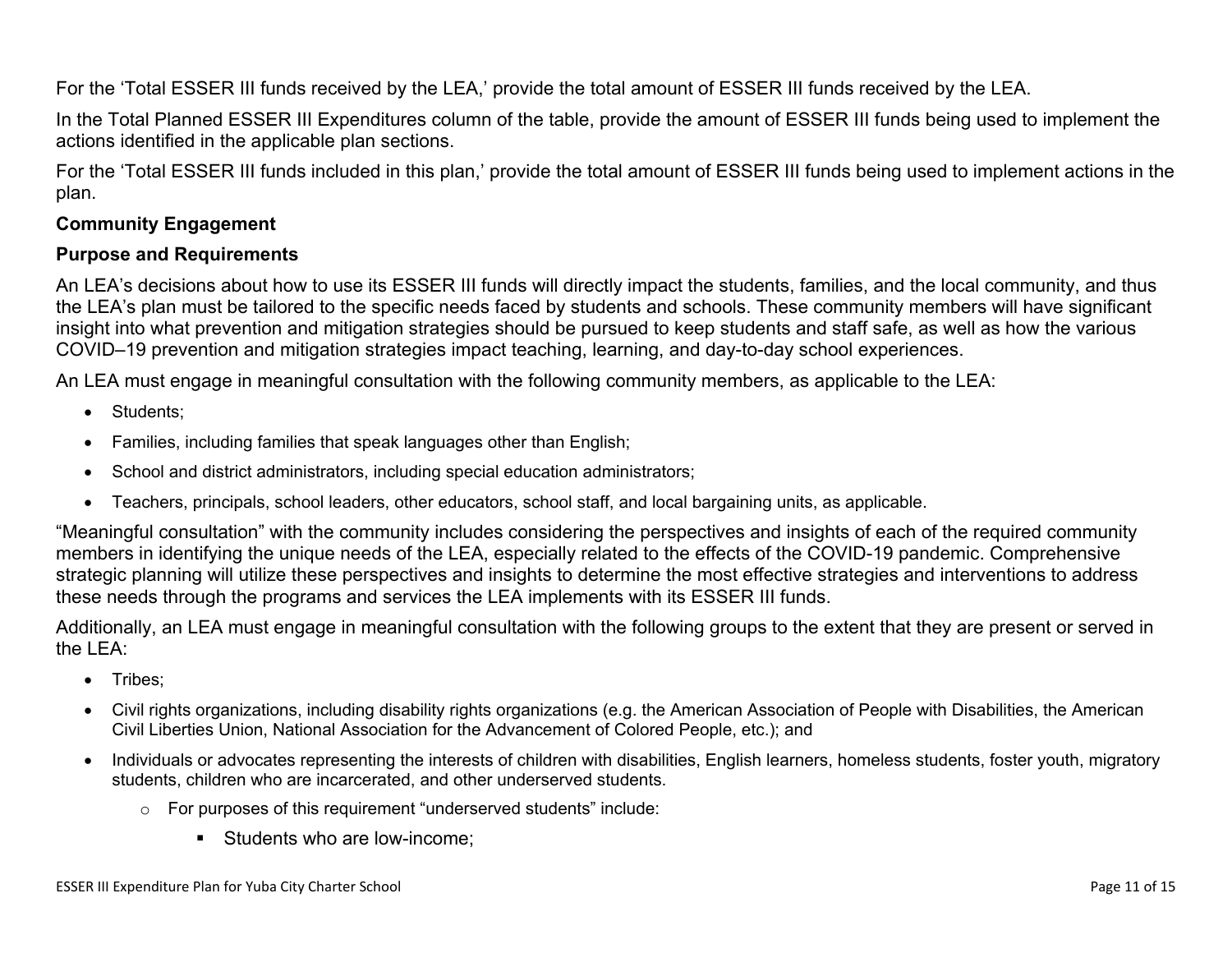For the 'Total ESSER III funds received by the LEA,' provide the total amount of ESSER III funds received by the LEA.

In the Total Planned ESSER III Expenditures column of the table, provide the amount of ESSER III funds being used to implement the actions identified in the applicable plan sections.

For the 'Total ESSER III funds included in this plan,' provide the total amount of ESSER III funds being used to implement actions in the plan.

**Community Engagement**

**Purpose and Requirements**

An LEA's decisions about how to use its ESSER III funds will directly impact the students, families, and the local community, and thus the LEA's plan must be tailored to the specific needs faced by students and schools. These community members will have significant insight into what prevention and mitigation strategies should be pursued to keep students and staff safe, as well as how the various COVID–19 prevention and mitigation strategies impact teaching, learning, and day-to-day school experiences.

An LEA must engage in meaningful consultation with the following community members, as applicable to the LEA:

- Students;
- Families, including families that speak languages other than English;
- School and district administrators, including special education administrators;
- Teachers, principals, school leaders, other educators, school staff, and local bargaining units, as applicable.

"Meaningful consultation" with the community includes considering the perspectives and insights of each of the required community members in identifying the unique needs of the LEA, especially related to the effects of the COVID-19 pandemic. Comprehensive strategic planning will utilize these perspectives and insights to determine the most effective strategies and interventions to address these needs through the programs and services the LEA implements with its ESSER III funds.

Additionally, an LEA must engage in meaningful consultation with the following groups to the extent that they are present or served in the LEA:

- Tribes;
- Civil rights organizations, including disability rights organizations (e.g. the American Association of People with Disabilities, the American Civil Liberties Union, National Association for the Advancement of Colored People, etc.); and
- Individuals or advocates representing the interests of children with disabilities, English learners, homeless students, foster youth, migratory students, children who are incarcerated, and other underserved students.
  - For purposes of this requirement "underserved students" include:
    - Students who are low-income;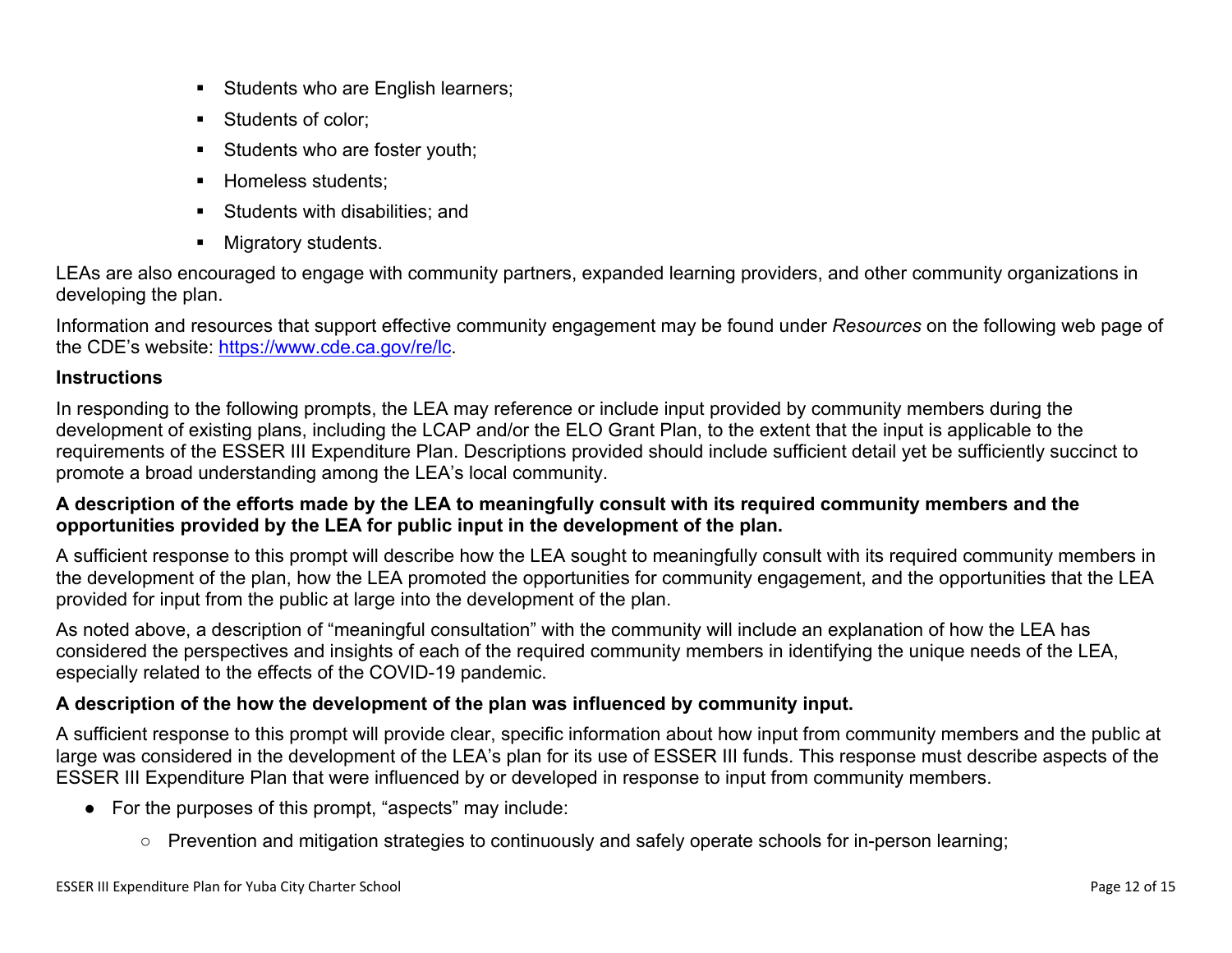- Students who are English learners;
- Students of color;
- Students who are foster youth;
- Homeless students;
- Students with disabilities; and
- Migratory students.

LEAs are also encouraged to engage with community partners, expanded learning providers, and other community organizations in developing the plan.

Information and resources that support effective community engagement may be found under *Resources* on the following web page of the CDE's website: [https://www.cde.ca.gov/re/lc](https://www.cde.ca.gov/re/lc).

**Instructions**

In responding to the following prompts, the LEA may reference or include input provided by community members during the development of existing plans, including the LCAP and/or the ELO Grant Plan, to the extent that the input is applicable to the requirements of the ESSER III Expenditure Plan. Descriptions provided should include sufficient detail yet be sufficiently succinct to promote a broad understanding among the LEA's local community.

**A description of the efforts made by the LEA to meaningfully consult with its required community members and the opportunities provided by the LEA for public input in the development of the plan.**

A sufficient response to this prompt will describe how the LEA sought to meaningfully consult with its required community members in the development of the plan, how the LEA promoted the opportunities for community engagement, and the opportunities that the LEA provided for input from the public at large into the development of the plan.

As noted above, a description of "meaningful consultation" with the community will include an explanation of how the LEA has considered the perspectives and insights of each of the required community members in identifying the unique needs of the LEA, especially related to the effects of the COVID-19 pandemic.

**A description of the how the development of the plan was influenced by community input.**

A sufficient response to this prompt will provide clear, specific information about how input from community members and the public at large was considered in the development of the LEA's plan for its use of ESSER III funds. This response must describe aspects of the ESSER III Expenditure Plan that were influenced by or developed in response to input from community members.

- For the purposes of this prompt, "aspects" may include:
  - Prevention and mitigation strategies to continuously and safely operate schools for in-person learning;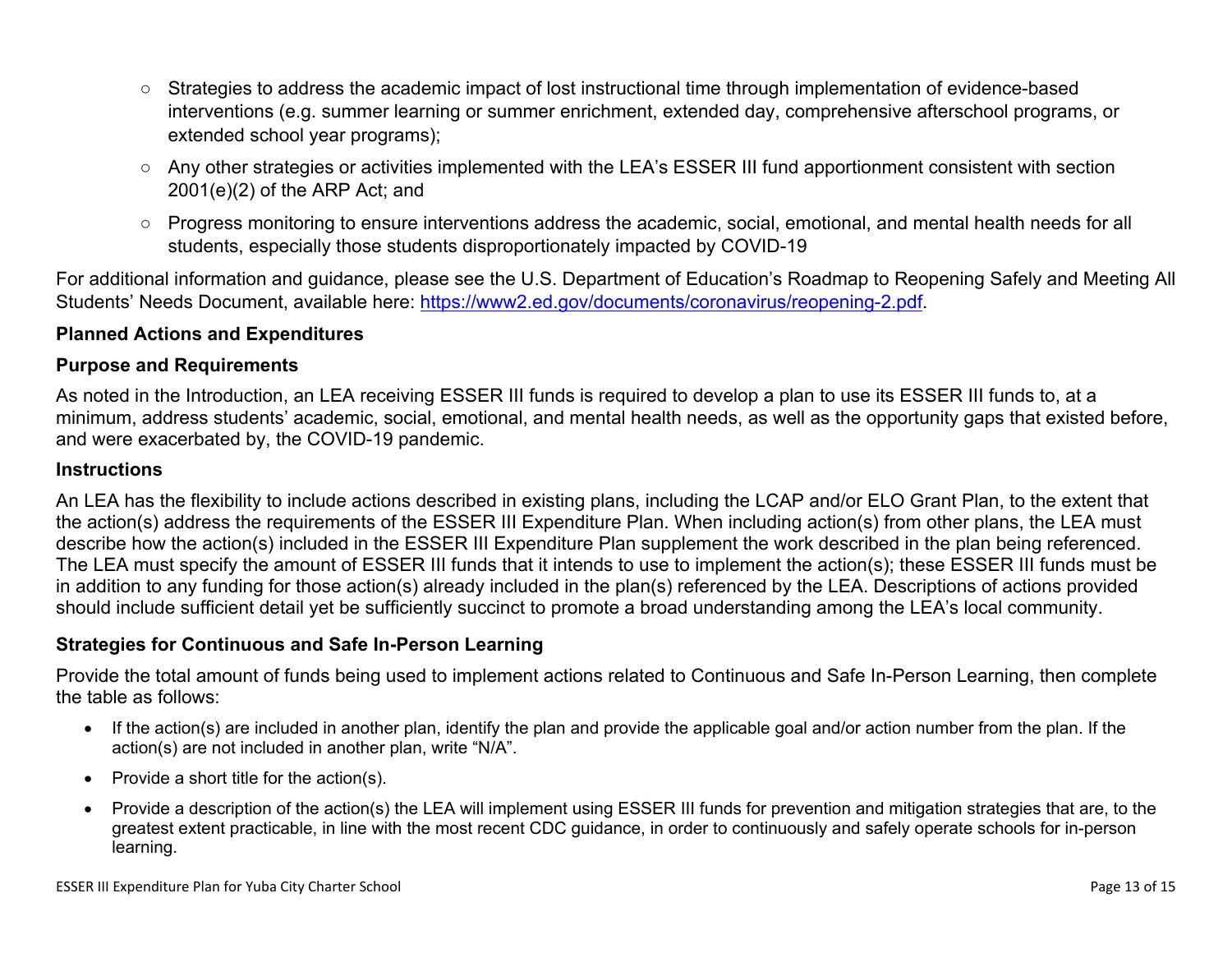- Strategies to address the academic impact of lost instructional time through implementation of evidence-based interventions (e.g. summer learning or summer enrichment, extended day, comprehensive afterschool programs, or extended school year programs);
- Any other strategies or activities implemented with the LEA's ESSER III fund apportionment consistent with section 2001(e)(2) of the ARP Act; and
- Progress monitoring to ensure interventions address the academic, social, emotional, and mental health needs for all students, especially those students disproportionately impacted by COVID-19

For additional information and guidance, please see the U.S. Department of Education's Roadmap to Reopening Safely and Meeting All Students' Needs Document, available here: https://www2.ed.gov/documents/coronavirus/reopening-2.pdf.

**Planned Actions and Expenditures**

**Purpose and Requirements**

As noted in the Introduction, an LEA receiving ESSER III funds is required to develop a plan to use its ESSER III funds to, at a minimum, address students' academic, social, emotional, and mental health needs, as well as the opportunity gaps that existed before, and were exacerbated by, the COVID-19 pandemic.

**Instructions**

An LEA has the flexibility to include actions described in existing plans, including the LCAP and/or ELO Grant Plan, to the extent that the action(s) address the requirements of the ESSER III Expenditure Plan. When including action(s) from other plans, the LEA must describe how the action(s) included in the ESSER III Expenditure Plan supplement the work described in the plan being referenced. The LEA must specify the amount of ESSER III funds that it intends to use to implement the action(s); these ESSER III funds must be in addition to any funding for those action(s) already included in the plan(s) referenced by the LEA. Descriptions of actions provided should include sufficient detail yet be sufficiently succinct to promote a broad understanding among the LEA's local community.

**Strategies for Continuous and Safe In-Person Learning**

Provide the total amount of funds being used to implement actions related to Continuous and Safe In-Person Learning, then complete the table as follows:

- If the action(s) are included in another plan, identify the plan and provide the applicable goal and/or action number from the plan. If the action(s) are not included in another plan, write "N/A".
- Provide a short title for the action(s).
- Provide a description of the action(s) the LEA will implement using ESSER III funds for prevention and mitigation strategies that are, to the greatest extent practicable, in line with the most recent CDC guidance, in order to continuously and safely operate schools for in-person learning.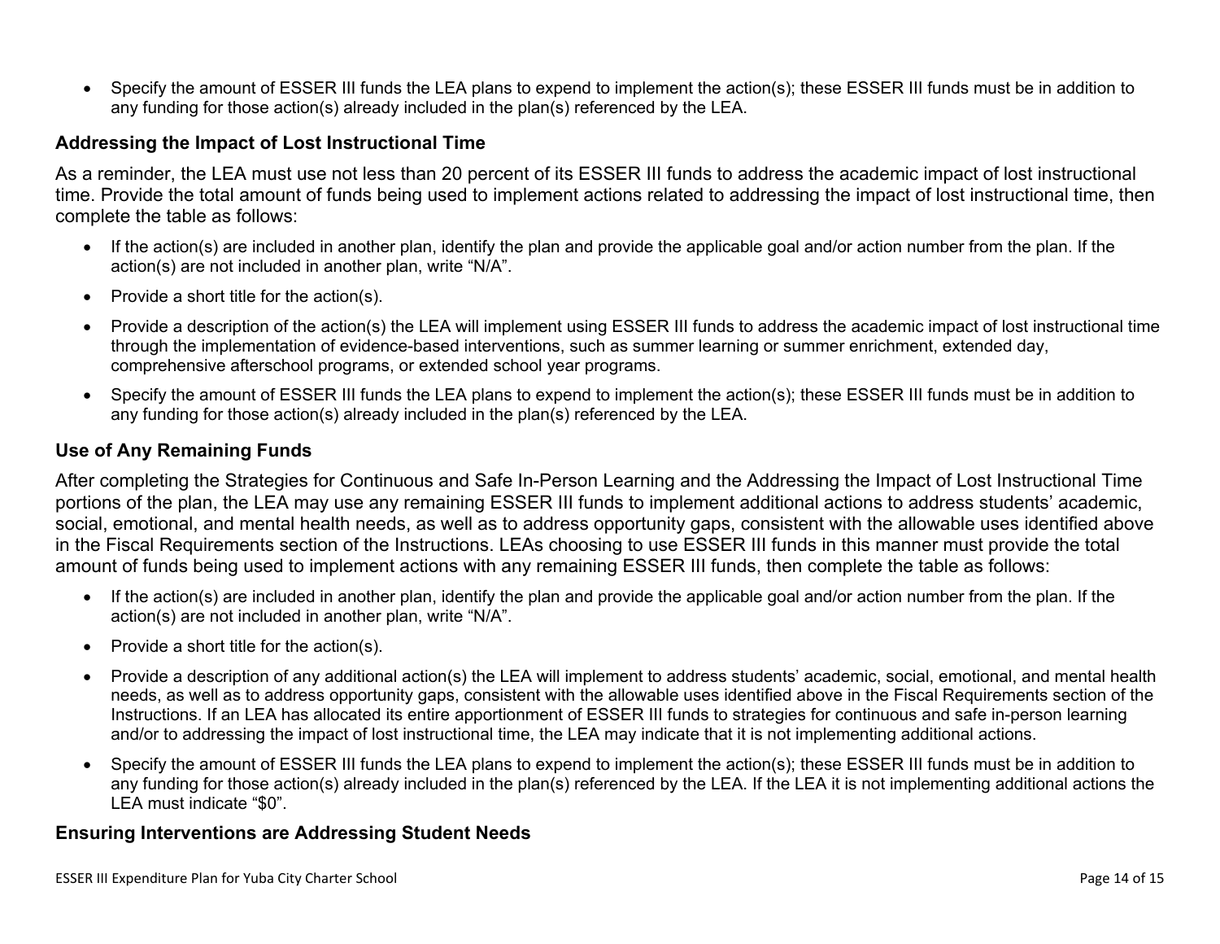- Specify the amount of ESSER III funds the LEA plans to expend to implement the action(s); these ESSER III funds must be in addition to any funding for those action(s) already included in the plan(s) referenced by the LEA.

### Addressing the Impact of Lost Instructional Time

As a reminder, the LEA must use not less than 20 percent of its ESSER III funds to address the academic impact of lost instructional time. Provide the total amount of funds being used to implement actions related to addressing the impact of lost instructional time, then complete the table as follows:

- If the action(s) are included in another plan, identify the plan and provide the applicable goal and/or action number from the plan. If the action(s) are not included in another plan, write "N/A".
- Provide a short title for the action(s).
- Provide a description of the action(s) the LEA will implement using ESSER III funds to address the academic impact of lost instructional time through the implementation of evidence-based interventions, such as summer learning or summer enrichment, extended day, comprehensive afterschool programs, or extended school year programs.
- Specify the amount of ESSER III funds the LEA plans to expend to implement the action(s); these ESSER III funds must be in addition to any funding for those action(s) already included in the plan(s) referenced by the LEA.

### Use of Any Remaining Funds

After completing the Strategies for Continuous and Safe In-Person Learning and the Addressing the Impact of Lost Instructional Time portions of the plan, the LEA may use any remaining ESSER III funds to implement additional actions to address students' academic, social, emotional, and mental health needs, as well as to address opportunity gaps, consistent with the allowable uses identified above in the Fiscal Requirements section of the Instructions. LEAs choosing to use ESSER III funds in this manner must provide the total amount of funds being used to implement actions with any remaining ESSER III funds, then complete the table as follows:

- If the action(s) are included in another plan, identify the plan and provide the applicable goal and/or action number from the plan. If the action(s) are not included in another plan, write "N/A".
- Provide a short title for the action(s).
- Provide a description of any additional action(s) the LEA will implement to address students' academic, social, emotional, and mental health needs, as well as to address opportunity gaps, consistent with the allowable uses identified above in the Fiscal Requirements section of the Instructions. If an LEA has allocated its entire apportionment of ESSER III funds to strategies for continuous and safe in-person learning and/or to addressing the impact of lost instructional time, the LEA may indicate that it is not implementing additional actions.
- Specify the amount of ESSER III funds the LEA plans to expend to implement the action(s); these ESSER III funds must be in addition to any funding for those action(s) already included in the plan(s) referenced by the LEA. If the LEA it is not implementing additional actions the LEA must indicate "$0".

### Ensuring Interventions are Addressing Student Needs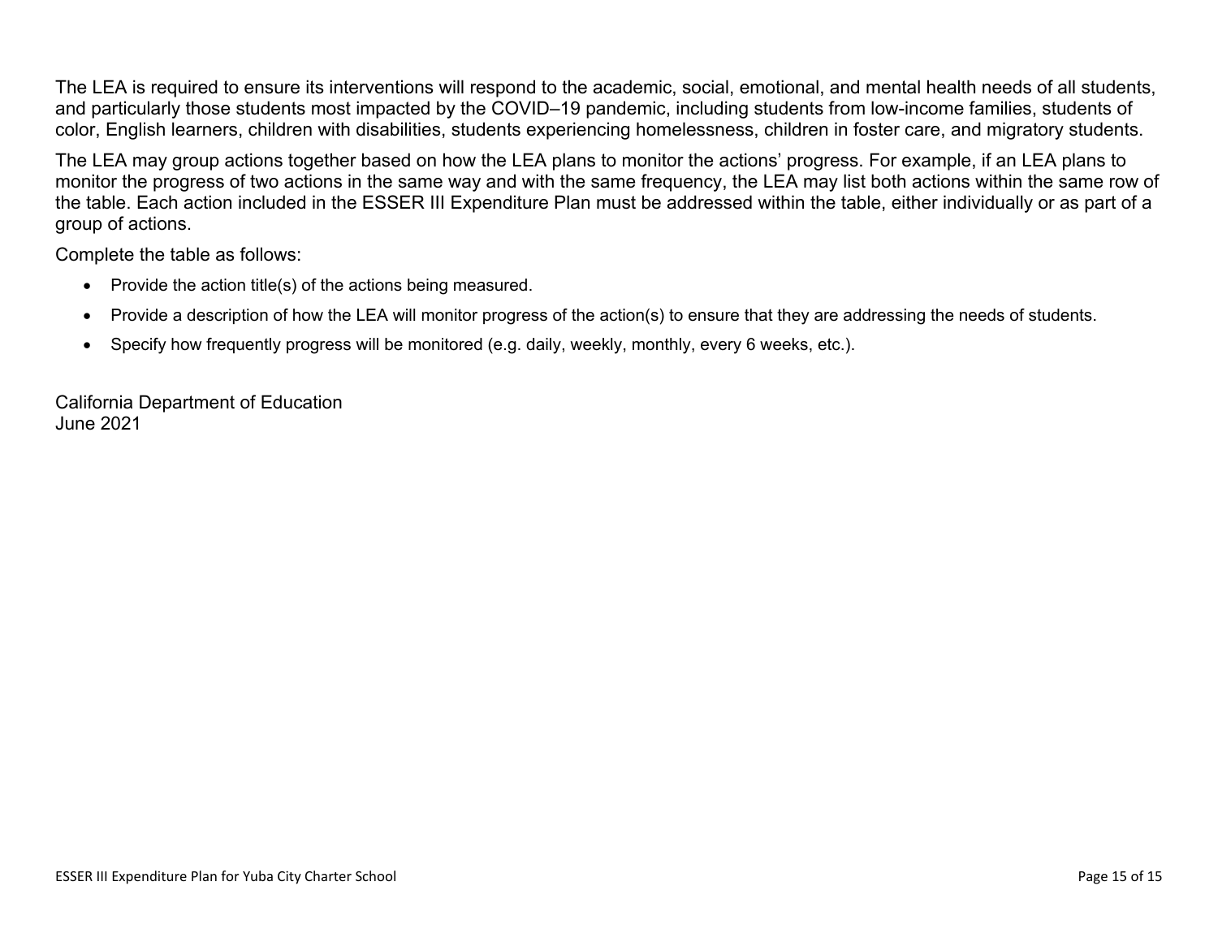The LEA is required to ensure its interventions will respond to the academic, social, emotional, and mental health needs of all students, and particularly those students most impacted by the COVID–19 pandemic, including students from low-income families, students of color, English learners, children with disabilities, students experiencing homelessness, children in foster care, and migratory students.

The LEA may group actions together based on how the LEA plans to monitor the actions' progress. For example, if an LEA plans to monitor the progress of two actions in the same way and with the same frequency, the LEA may list both actions within the same row of the table. Each action included in the ESSER III Expenditure Plan must be addressed within the table, either individually or as part of a group of actions.

Complete the table as follows:

- Provide the action title(s) of the actions being measured.
- Provide a description of how the LEA will monitor progress of the action(s) to ensure that they are addressing the needs of students.
- Specify how frequently progress will be monitored (e.g. daily, weekly, monthly, every 6 weeks, etc.).

California Department of Education
June 2021